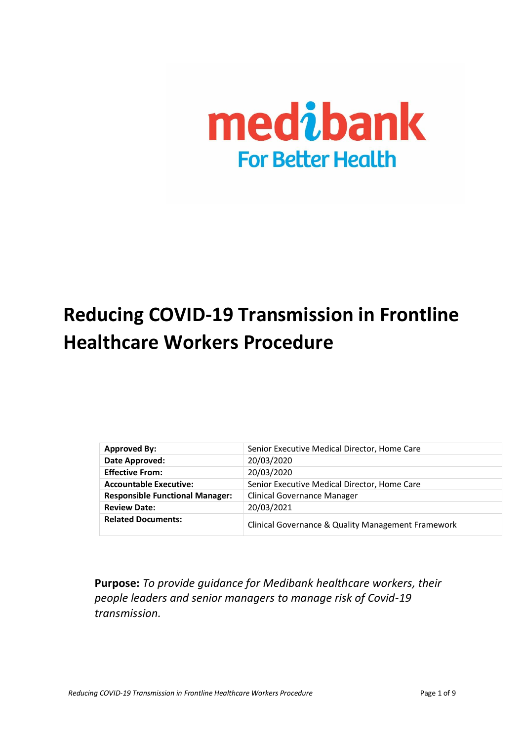medibank

For Better Health

# Reducing COVID-19 Transmission in Frontline Healthcare Workers Procedure

| | |
|---|---|
| **Approved By:** | Senior Executive Medical Director, Home Care |
| **Date Approved:** | 20/03/2020 |
| **Effective From:** | 20/03/2020 |
| **Accountable Executive:** | Senior Executive Medical Director, Home Care |
| **Responsible Functional Manager:** | Clinical Governance Manager |
| **Review Date:** | 20/03/2021 |
| **Related Documents:** | Clinical Governance & Quality Management Framework |

**Purpose:** *To provide guidance for Medibank healthcare workers, their people leaders and senior managers to manage risk of Covid-19 transmission.*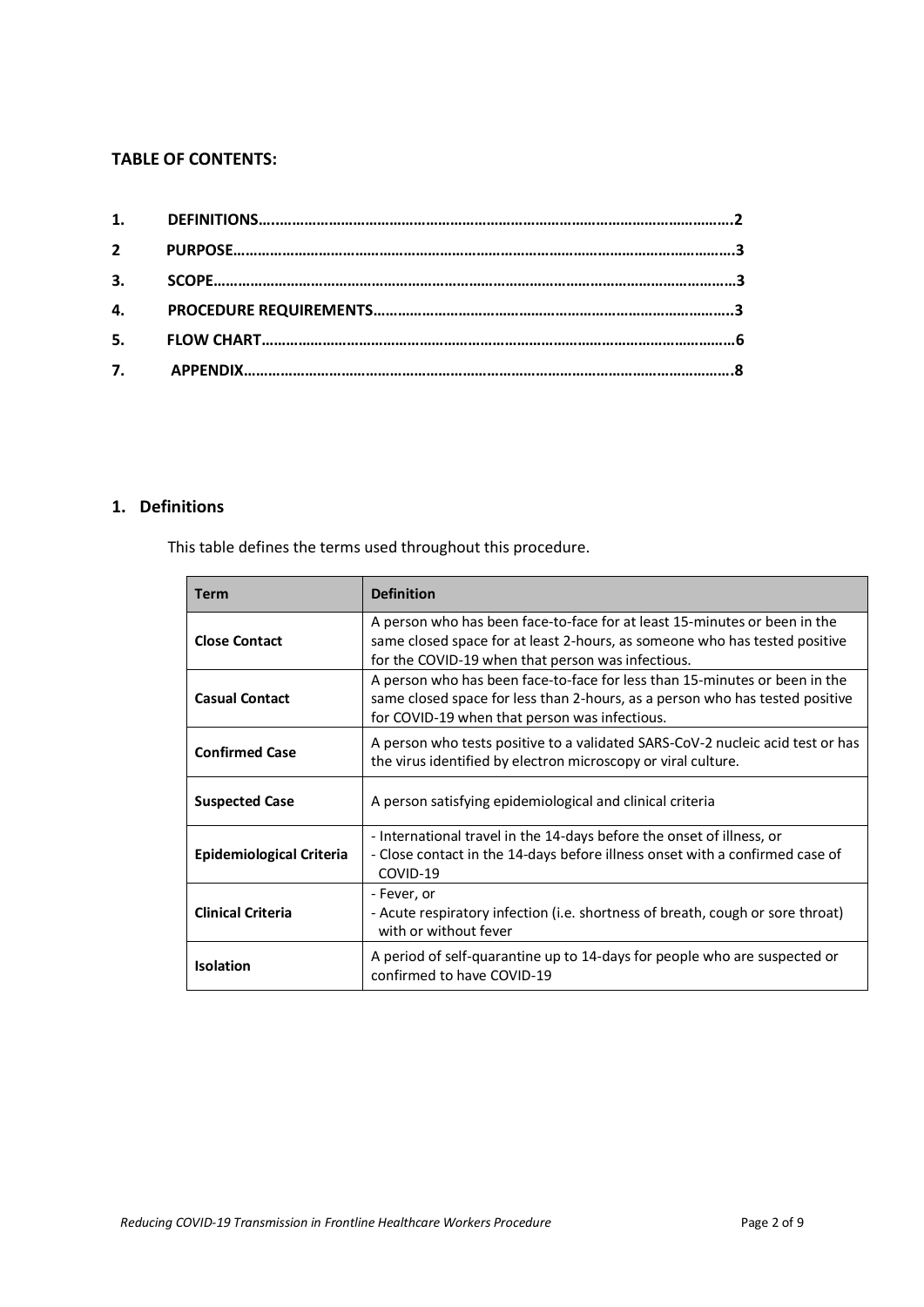**TABLE OF CONTENTS:**

| | | |
|---|---|---|
| 1. | DEFINITIONS | 2 |
| 2 | PURPOSE | 3 |
| 3. | SCOPE | 3 |
| 4. | PROCEDURE REQUIREMENTS | 3 |
| 5. | FLOW CHART | 6 |
| 7. | APPENDIX | 8 |

## 1. Definitions

This table defines the terms used throughout this procedure.

| Term | Definition |
|---|---|
| **Close Contact** | A person who has been face-to-face for at least 15-minutes or been in the same closed space for at least 2-hours, as someone who has tested positive for the COVID-19 when that person was infectious. |
| **Casual Contact** | A person who has been face-to-face for less than 15-minutes or been in the same closed space for less than 2-hours, as a person who has tested positive for COVID-19 when that person was infectious. |
| **Confirmed Case** | A person who tests positive to a validated SARS-CoV-2 nucleic acid test or has the virus identified by electron microscopy or viral culture. |
| **Suspected Case** | A person satisfying epidemiological and clinical criteria |
| **Epidemiological Criteria** | - International travel in the 14-days before the onset of illness, or<br>- Close contact in the 14-days before illness onset with a confirmed case of COVID-19 |
| **Clinical Criteria** | - Fever, or<br>- Acute respiratory infection (i.e. shortness of breath, cough or sore throat) with or without fever |
| **Isolation** | A period of self-quarantine up to 14-days for people who are suspected or confirmed to have COVID-19 |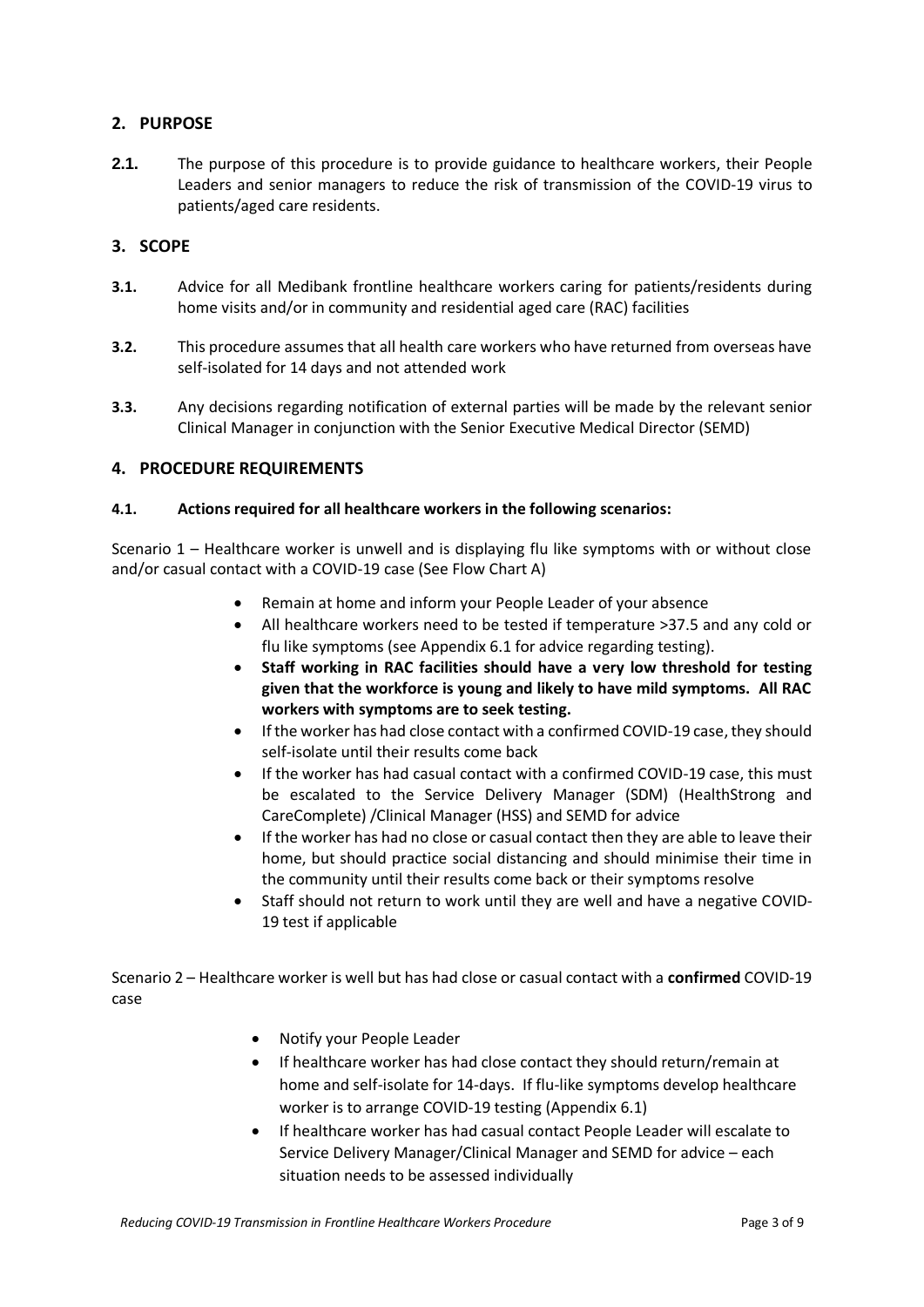## 2. PURPOSE

**2.1.** The purpose of this procedure is to provide guidance to healthcare workers, their People Leaders and senior managers to reduce the risk of transmission of the COVID-19 virus to patients/aged care residents.

## 3. SCOPE

**3.1.** Advice for all Medibank frontline healthcare workers caring for patients/residents during home visits and/or in community and residential aged care (RAC) facilities

**3.2.** This procedure assumes that all health care workers who have returned from overseas have self-isolated for 14 days and not attended work

**3.3.** Any decisions regarding notification of external parties will be made by the relevant senior Clinical Manager in conjunction with the Senior Executive Medical Director (SEMD)

## 4. PROCEDURE REQUIREMENTS

### 4.1. Actions required for all healthcare workers in the following scenarios:

Scenario 1 – Healthcare worker is unwell and is displaying flu like symptoms with or without close and/or casual contact with a COVID-19 case (See Flow Chart A)

- Remain at home and inform your People Leader of your absence
- All healthcare workers need to be tested if temperature >37.5 and any cold or flu like symptoms (see Appendix 6.1 for advice regarding testing).
- **Staff working in RAC facilities should have a very low threshold for testing given that the workforce is young and likely to have mild symptoms. All RAC workers with symptoms are to seek testing.**
- If the worker has had close contact with a confirmed COVID-19 case, they should self-isolate until their results come back
- If the worker has had casual contact with a confirmed COVID-19 case, this must be escalated to the Service Delivery Manager (SDM) (HealthStrong and CareComplete) /Clinical Manager (HSS) and SEMD for advice
- If the worker has had no close or casual contact then they are able to leave their home, but should practice social distancing and should minimise their time in the community until their results come back or their symptoms resolve
- Staff should not return to work until they are well and have a negative COVID-19 test if applicable

Scenario 2 – Healthcare worker is well but has had close or casual contact with a **confirmed** COVID-19 case

- Notify your People Leader
- If healthcare worker has had close contact they should return/remain at home and self-isolate for 14-days. If flu-like symptoms develop healthcare worker is to arrange COVID-19 testing (Appendix 6.1)
- If healthcare worker has had casual contact People Leader will escalate to Service Delivery Manager/Clinical Manager and SEMD for advice – each situation needs to be assessed individually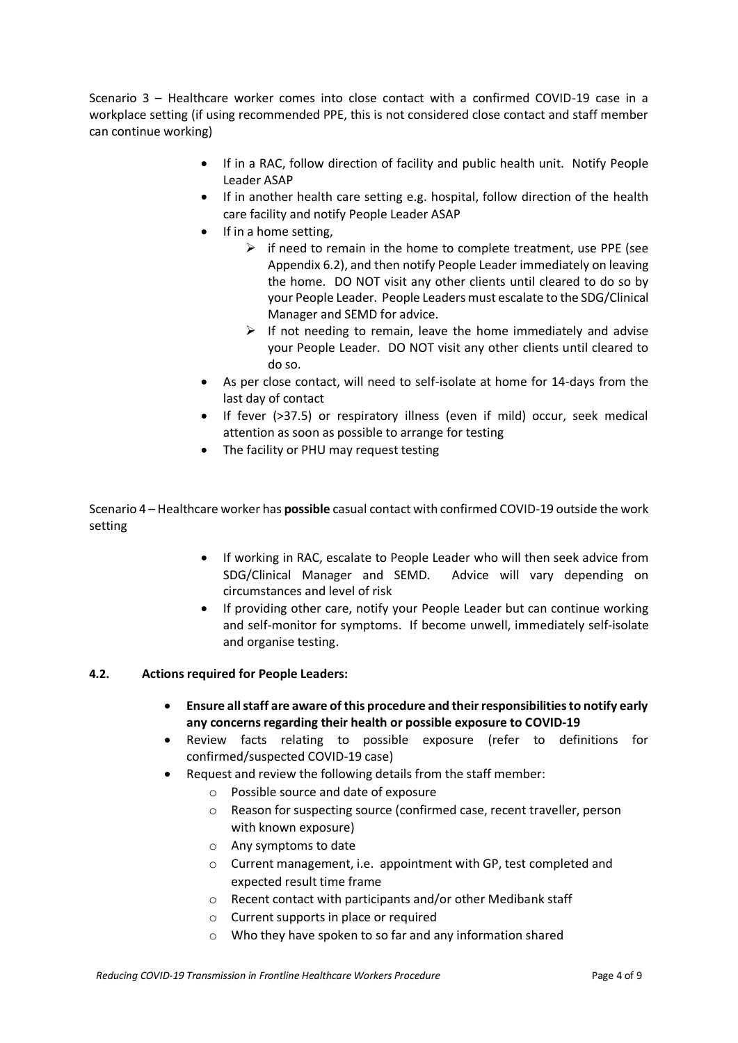Scenario 3 – Healthcare worker comes into close contact with a confirmed COVID-19 case in a workplace setting (if using recommended PPE, this is not considered close contact and staff member can continue working)

- If in a RAC, follow direction of facility and public health unit. Notify People Leader ASAP
- If in another health care setting e.g. hospital, follow direction of the health care facility and notify People Leader ASAP
- If in a home setting,
    - if need to remain in the home to complete treatment, use PPE (see Appendix 6.2), and then notify People Leader immediately on leaving the home. DO NOT visit any other clients until cleared to do so by your People Leader. People Leaders must escalate to the SDG/Clinical Manager and SEMD for advice.
    - If not needing to remain, leave the home immediately and advise your People Leader. DO NOT visit any other clients until cleared to do so.
- As per close contact, will need to self-isolate at home for 14-days from the last day of contact
- If fever (>37.5) or respiratory illness (even if mild) occur, seek medical attention as soon as possible to arrange for testing
- The facility or PHU may request testing

Scenario 4 – Healthcare worker has **possible** casual contact with confirmed COVID-19 outside the work setting

- If working in RAC, escalate to People Leader who will then seek advice from SDG/Clinical Manager and SEMD. Advice will vary depending on circumstances and level of risk
- If providing other care, notify your People Leader but can continue working and self-monitor for symptoms. If become unwell, immediately self-isolate and organise testing.

### 4.2. Actions required for People Leaders:

- **Ensure all staff are aware of this procedure and their responsibilities to notify early any concerns regarding their health or possible exposure to COVID-19**
- Review facts relating to possible exposure (refer to definitions for confirmed/suspected COVID-19 case)
- Request and review the following details from the staff member:
    - Possible source and date of exposure
    - Reason for suspecting source (confirmed case, recent traveller, person with known exposure)
    - Any symptoms to date
    - Current management, i.e. appointment with GP, test completed and expected result time frame
    - Recent contact with participants and/or other Medibank staff
    - Current supports in place or required
    - Who they have spoken to so far and any information shared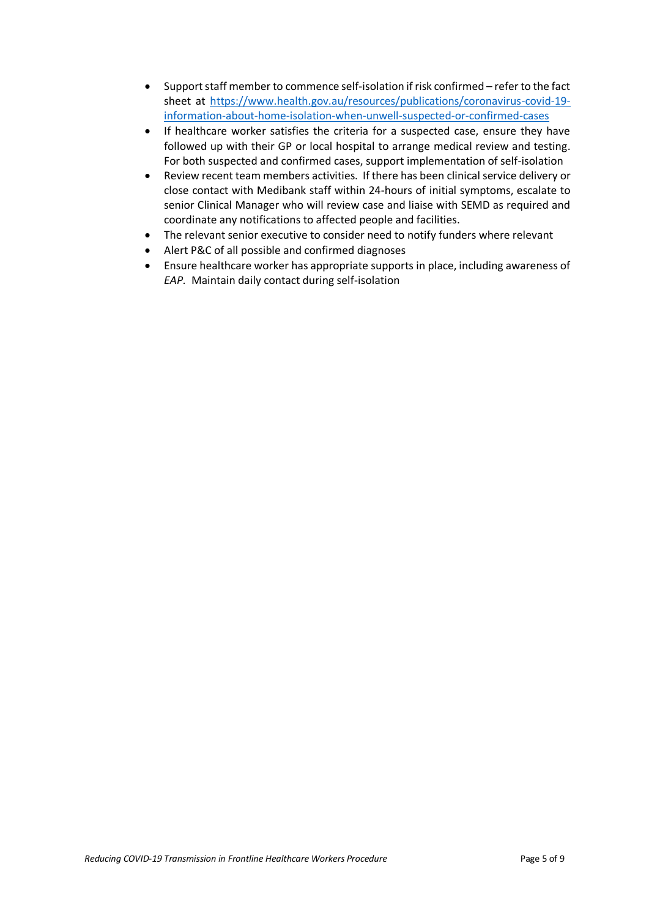- Support staff member to commence self-isolation if risk confirmed – refer to the fact sheet at [https://www.health.gov.au/resources/publications/coronavirus-covid-19-information-about-home-isolation-when-unwell-suspected-or-confirmed-cases](https://www.health.gov.au/resources/publications/coronavirus-covid-19-information-about-home-isolation-when-unwell-suspected-or-confirmed-cases)
- If healthcare worker satisfies the criteria for a suspected case, ensure they have followed up with their GP or local hospital to arrange medical review and testing. For both suspected and confirmed cases, support implementation of self-isolation
- Review recent team members activities. If there has been clinical service delivery or close contact with Medibank staff within 24-hours of initial symptoms, escalate to senior Clinical Manager who will review case and liaise with SEMD as required and coordinate any notifications to affected people and facilities.
- The relevant senior executive to consider need to notify funders where relevant
- Alert P&C of all possible and confirmed diagnoses
- Ensure healthcare worker has appropriate supports in place, including awareness of *EAP.* Maintain daily contact during self-isolation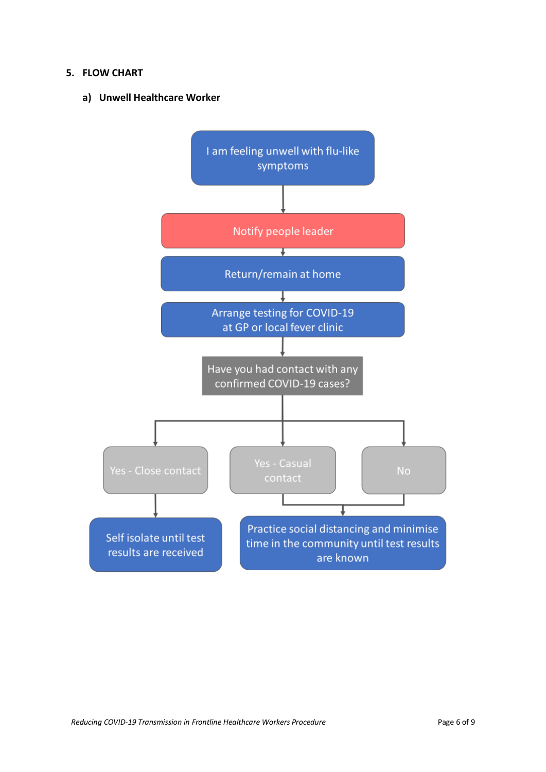## 5. FLOW CHART

### a) Unwell Healthcare Worker

I am feeling unwell with flu-like symptoms

↓

Notify people leader

↓

Return/remain at home

↓

Arrange testing for COVID-19 at GP or local fever clinic

↓

Have you had contact with any confirmed COVID-19 cases?

- Yes - Close contact → Self isolate until test results are received
- Yes - Casual contact → Practice social distancing and minimise time in the community until test results are known
- No → Practice social distancing and minimise time in the community until test results are known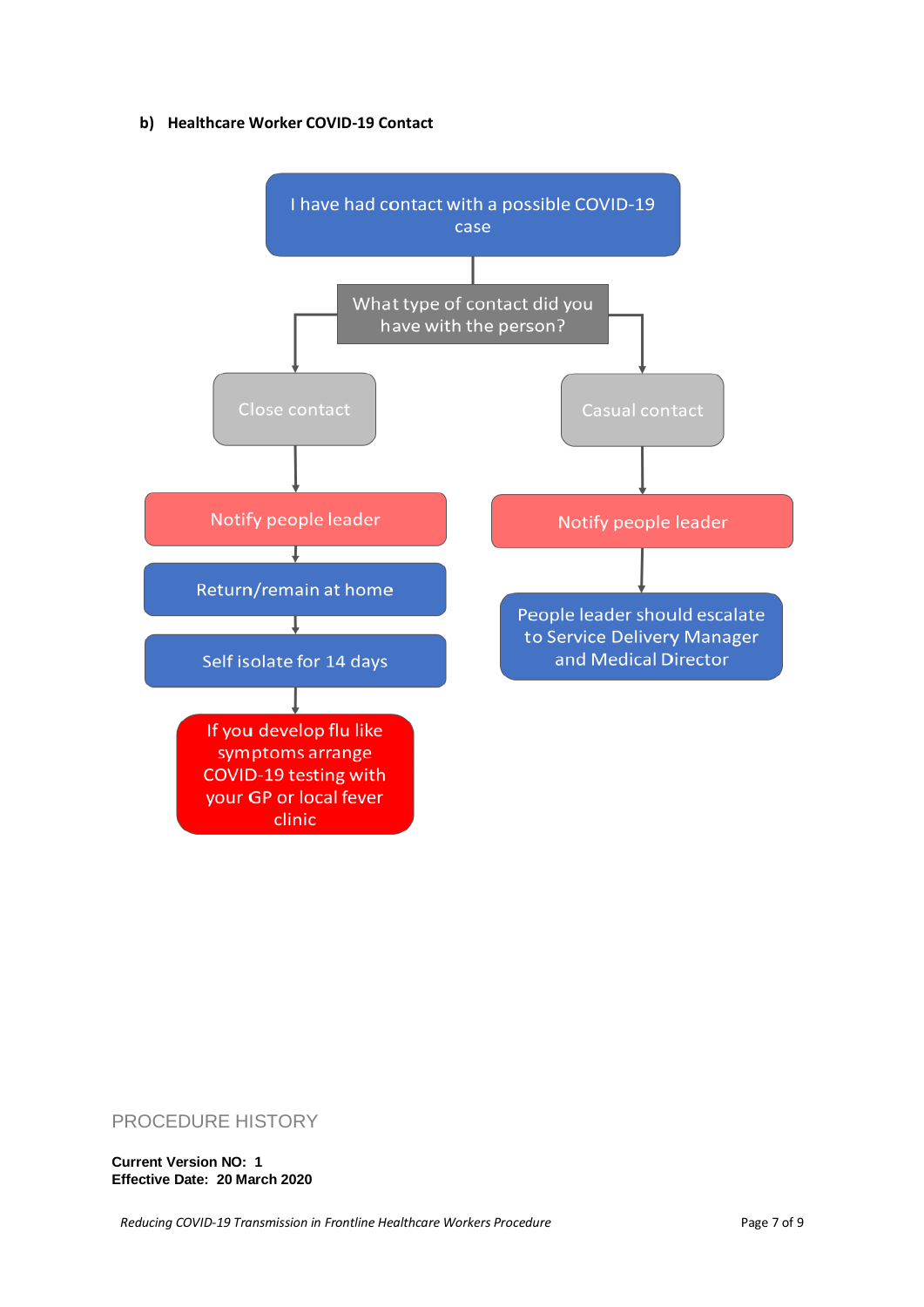**b) Healthcare Worker COVID-19 Contact**

I have had contact with a possible COVID-19 case

What type of contact did you have with the person?

**Close contact**

- Notify people leader
- Return/remain at home
- Self isolate for 14 days
- If you develop flu like symptoms arrange COVID-19 testing with your GP or local fever clinic

**Casual contact**

- Notify people leader
- People leader should escalate to Service Delivery Manager and Medical Director

PROCEDURE HISTORY

**Current Version NO: 1**
**Effective Date: 20 March 2020**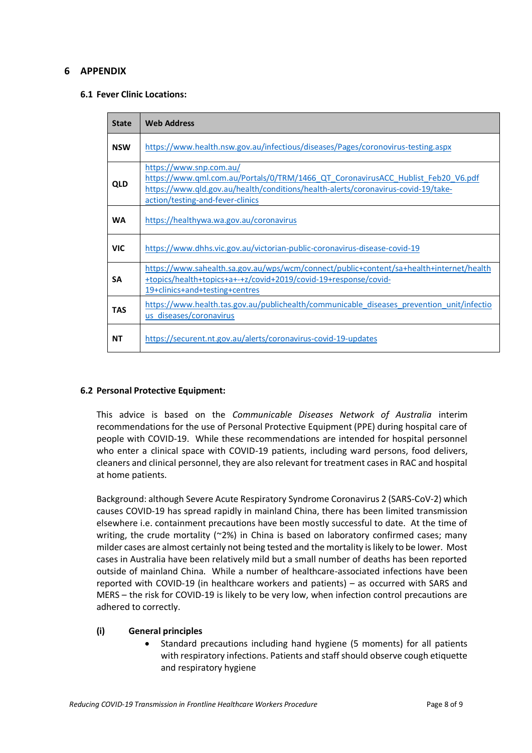## 6 APPENDIX

### 6.1 Fever Clinic Locations:

| State | Web Address |
|---|---|
| NSW | https://www.health.nsw.gov.au/infectious/diseases/Pages/coronovirus-testing.aspx |
| QLD | https://www.snp.com.au/ <br> https://www.qml.com.au/Portals/0/TRM/1466_QT_CoronavirusACC_Hublist_Feb20_V6.pdf <br> https://www.qld.gov.au/health/conditions/health-alerts/coronavirus-covid-19/take-action/testing-and-fever-clinics |
| WA | https://healthywa.wa.gov.au/coronavirus |
| VIC | https://www.dhhs.vic.gov.au/victorian-public-coronavirus-disease-covid-19 |
| SA | https://www.sahealth.sa.gov.au/wps/wcm/connect/public+content/sa+health+internet/health+topics/health+topics+a+-+z/covid+2019/covid-19+response/covid-19+clinics+and+testing+centres |
| TAS | https://www.health.tas.gov.au/publichealth/communicable_diseases_prevention_unit/infectious_diseases/coronavirus |
| NT | https://securent.nt.gov.au/alerts/coronavirus-covid-19-updates |

### 6.2 Personal Protective Equipment:

This advice is based on the *Communicable Diseases Network of Australia* interim recommendations for the use of Personal Protective Equipment (PPE) during hospital care of people with COVID-19. While these recommendations are intended for hospital personnel who enter a clinical space with COVID-19 patients, including ward persons, food delivers, cleaners and clinical personnel, they are also relevant for treatment cases in RAC and hospital at home patients.

Background: although Severe Acute Respiratory Syndrome Coronavirus 2 (SARS-CoV-2) which causes COVID-19 has spread rapidly in mainland China, there has been limited transmission elsewhere i.e. containment precautions have been mostly successful to date. At the time of writing, the crude mortality (~2%) in China is based on laboratory confirmed cases; many milder cases are almost certainly not being tested and the mortality is likely to be lower. Most cases in Australia have been relatively mild but a small number of deaths has been reported outside of mainland China. While a number of healthcare-associated infections have been reported with COVID-19 (in healthcare workers and patients) – as occurred with SARS and MERS – the risk for COVID-19 is likely to be very low, when infection control precautions are adhered to correctly.

**(i) General principles**

- Standard precautions including hand hygiene (5 moments) for all patients with respiratory infections. Patients and staff should observe cough etiquette and respiratory hygiene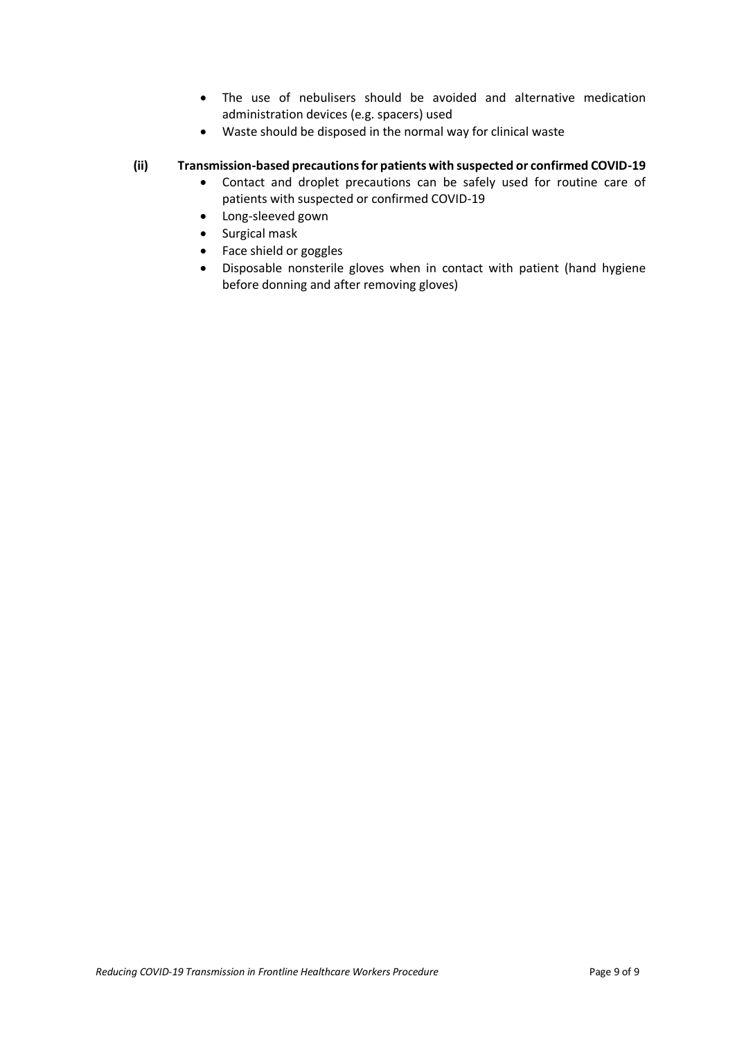- The use of nebulisers should be avoided and alternative medication administration devices (e.g. spacers) used
- Waste should be disposed in the normal way for clinical waste

**(ii) Transmission-based precautions for patients with suspected or confirmed COVID-19**

- Contact and droplet precautions can be safely used for routine care of patients with suspected or confirmed COVID-19
- Long-sleeved gown
- Surgical mask
- Face shield or goggles
- Disposable nonsterile gloves when in contact with patient (hand hygiene before donning and after removing gloves)